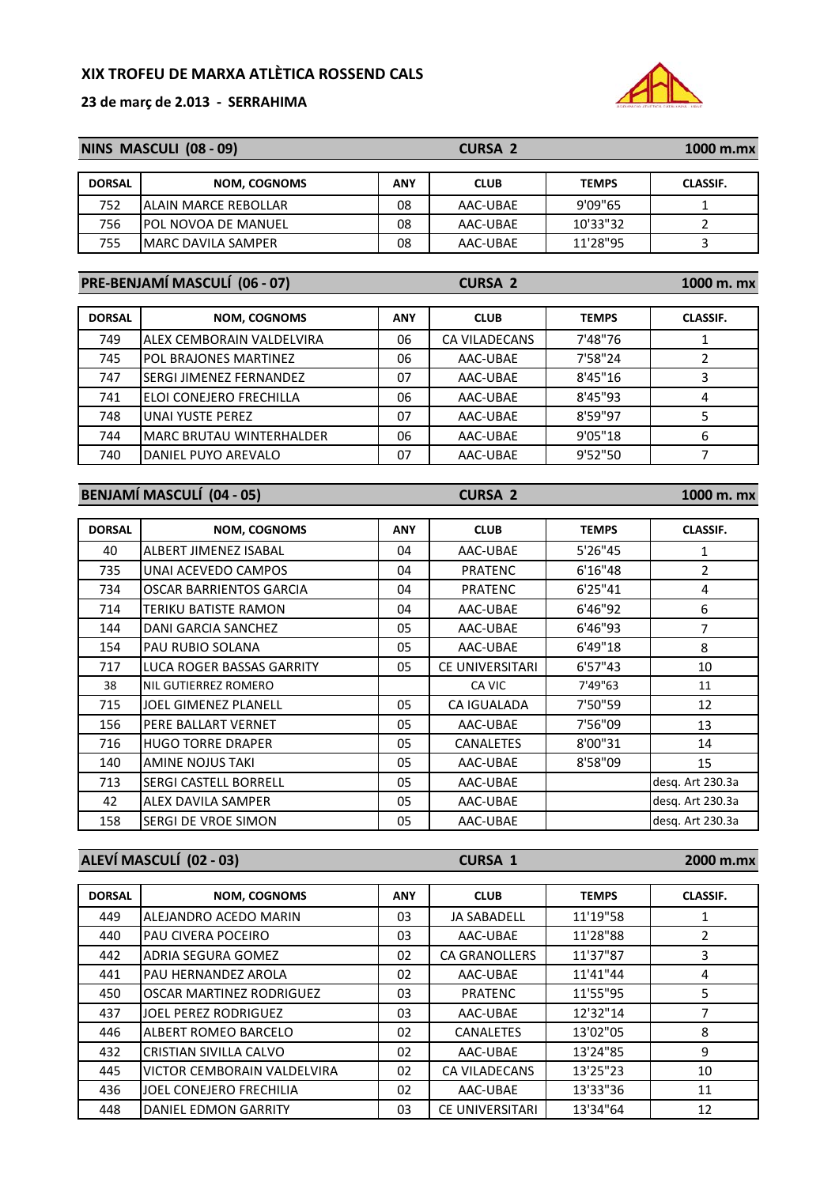# XIX TROFEU DE MARXA ATLÈTICA ROSSEND CALS

**23 de març de 2.013 - SERRAHIMA**

## NINS MASCULI (08 - 09) — CURSA 2 — 1000 m.mx

| DORSAL | NOM, COGNOMS | ANY | CLUB | TEMPS | CLASSIF. |
|---|---|---|---|---|---|
| 752 | ALAIN MARCE REBOLLAR | 08 | AAC-UBAE | 9'09"65 | 1 |
| 756 | POL NOVOA DE MANUEL | 08 | AAC-UBAE | 10'33"32 | 2 |
| 755 | MARC DAVILA SAMPER | 08 | AAC-UBAE | 11'28"95 | 3 |

## PRE-BENJAMÍ MASCULÍ (06 - 07) — CURSA 2 — 1000 m. mx

| DORSAL | NOM, COGNOMS | ANY | CLUB | TEMPS | CLASSIF. |
|---|---|---|---|---|---|
| 749 | ALEX CEMBORAIN VALDELVIRA | 06 | CA VILADECANS | 7'48"76 | 1 |
| 745 | POL BRAJONES MARTINEZ | 06 | AAC-UBAE | 7'58"24 | 2 |
| 747 | SERGI JIMENEZ FERNANDEZ | 07 | AAC-UBAE | 8'45"16 | 3 |
| 741 | ELOI CONEJERO FRECHILLA | 06 | AAC-UBAE | 8'45"93 | 4 |
| 748 | UNAI YUSTE PEREZ | 07 | AAC-UBAE | 8'59"97 | 5 |
| 744 | MARC BRUTAU WINTERHALDER | 06 | AAC-UBAE | 9'05"18 | 6 |
| 740 | DANIEL PUYO AREVALO | 07 | AAC-UBAE | 9'52"50 | 7 |

## BENJAMÍ MASCULÍ (04 - 05) — CURSA 2 — 1000 m. mx

| DORSAL | NOM, COGNOMS | ANY | CLUB | TEMPS | CLASSIF. |
|---|---|---|---|---|---|
| 40 | ALBERT JIMENEZ ISABAL | 04 | AAC-UBAE | 5'26"45 | 1 |
| 735 | UNAI ACEVEDO CAMPOS | 04 | PRATENC | 6'16"48 | 2 |
| 734 | OSCAR BARRIENTOS GARCIA | 04 | PRATENC | 6'25"41 | 4 |
| 714 | TERIKU BATISTE RAMON | 04 | AAC-UBAE | 6'46"92 | 6 |
| 144 | DANI GARCIA SANCHEZ | 05 | AAC-UBAE | 6'46"93 | 7 |
| 154 | PAU RUBIO SOLANA | 05 | AAC-UBAE | 6'49"18 | 8 |
| 717 | LUCA ROGER BASSAS GARRITY | 05 | CE UNIVERSITARI | 6'57"43 | 10 |
| 38 | NIL GUTIERREZ ROMERO | | CA VIC | 7'49"63 | 11 |
| 715 | JOEL GIMENEZ PLANELL | 05 | CA IGUALADA | 7'50"59 | 12 |
| 156 | PERE BALLART VERNET | 05 | AAC-UBAE | 7'56"09 | 13 |
| 716 | HUGO TORRE DRAPER | 05 | CANALETES | 8'00"31 | 14 |
| 140 | AMINE NOJUS TAKI | 05 | AAC-UBAE | 8'58"09 | 15 |
| 713 | SERGI CASTELL BORRELL | 05 | AAC-UBAE | | desq. Art 230.3a |
| 42 | ALEX DAVILA SAMPER | 05 | AAC-UBAE | | desq. Art 230.3a |
| 158 | SERGI DE VROE SIMON | 05 | AAC-UBAE | | desq. Art 230.3a |

## ALEVÍ MASCULÍ (02 - 03) — CURSA 1 — 2000 m.mx

| DORSAL | NOM, COGNOMS | ANY | CLUB | TEMPS | CLASSIF. |
|---|---|---|---|---|---|
| 449 | ALEJANDRO ACEDO MARIN | 03 | JA SABADELL | 11'19"58 | 1 |
| 440 | PAU CIVERA POCEIRO | 03 | AAC-UBAE | 11'28"88 | 2 |
| 442 | ADRIA SEGURA GOMEZ | 02 | CA GRANOLLERS | 11'37"87 | 3 |
| 441 | PAU HERNANDEZ AROLA | 02 | AAC-UBAE | 11'41"44 | 4 |
| 450 | OSCAR MARTINEZ RODRIGUEZ | 03 | PRATENC | 11'55"95 | 5 |
| 437 | JOEL PEREZ RODRIGUEZ | 03 | AAC-UBAE | 12'32"14 | 7 |
| 446 | ALBERT ROMEO BARCELO | 02 | CANALETES | 13'02"05 | 8 |
| 432 | CRISTIAN SIVILLA CALVO | 02 | AAC-UBAE | 13'24"85 | 9 |
| 445 | VICTOR CEMBORAIN VALDELVIRA | 02 | CA VILADECANS | 13'25"23 | 10 |
| 436 | JOEL CONEJERO FRECHILIA | 02 | AAC-UBAE | 13'33"36 | 11 |
| 448 | DANIEL EDMON GARRITY | 03 | CE UNIVERSITARI | 13'34"64 | 12 |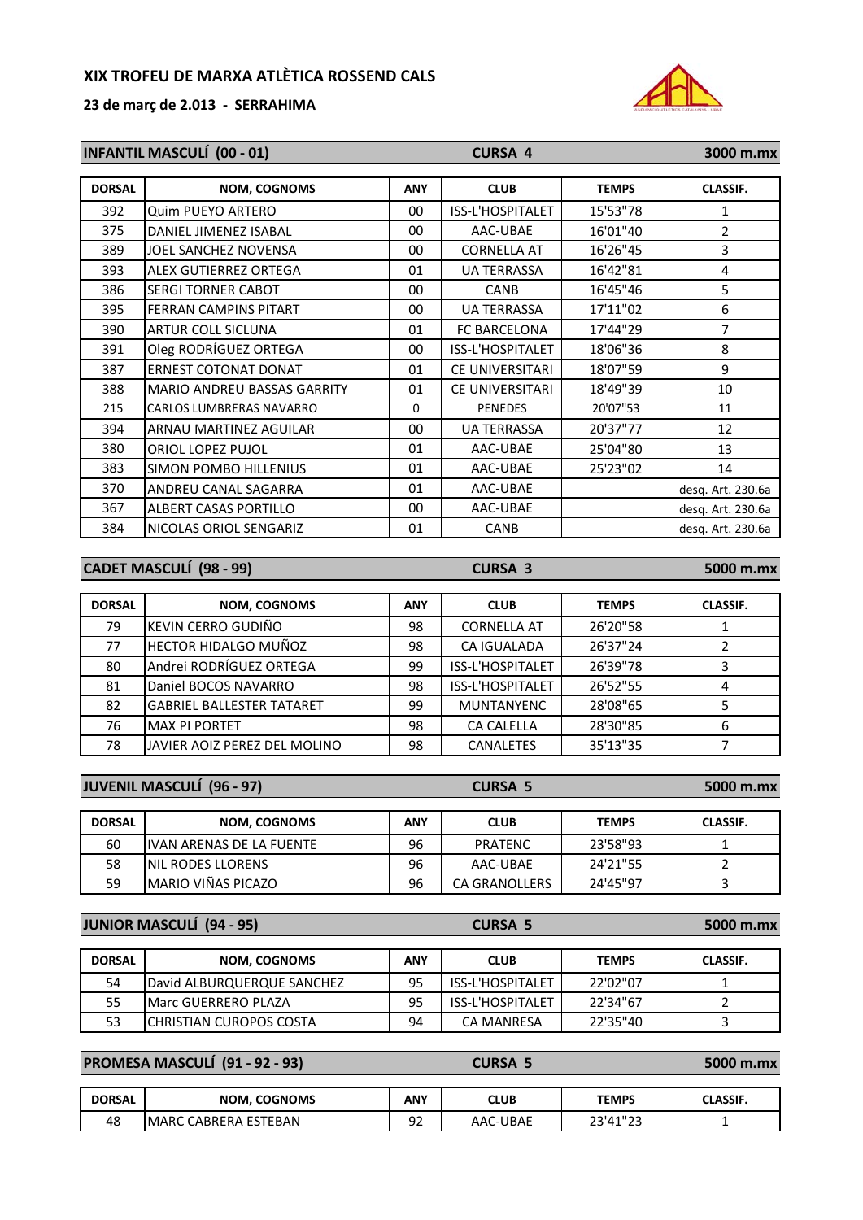**XIX TROFEU DE MARXA ATLÈTICA ROSSEND CALS**

**23 de març de 2.013 - SERRAHIMA**

## INFANTIL MASCULÍ (00 - 01) — CURSA 4 — 3000 m.mx

| DORSAL | NOM, COGNOMS | ANY | CLUB | TEMPS | CLASSIF. |
|---|---|---|---|---|---|
| 392 | Quim PUEYO ARTERO | 00 | ISS-L'HOSPITALET | 15'53"78 | 1 |
| 375 | DANIEL JIMENEZ ISABAL | 00 | AAC-UBAE | 16'01"40 | 2 |
| 389 | JOEL SANCHEZ NOVENSA | 00 | CORNELLA AT | 16'26"45 | 3 |
| 393 | ALEX GUTIERREZ ORTEGA | 01 | UA TERRASSA | 16'42"81 | 4 |
| 386 | SERGI TORNER CABOT | 00 | CANB | 16'45"46 | 5 |
| 395 | FERRAN CAMPINS PITART | 00 | UA TERRASSA | 17'11"02 | 6 |
| 390 | ARTUR COLL SICLUNA | 01 | FC BARCELONA | 17'44"29 | 7 |
| 391 | Oleg RODRÍGUEZ ORTEGA | 00 | ISS-L'HOSPITALET | 18'06"36 | 8 |
| 387 | ERNEST COTONAT DONAT | 01 | CE UNIVERSITARI | 18'07"59 | 9 |
| 388 | MARIO ANDREU BASSAS GARRITY | 01 | CE UNIVERSITARI | 18'49"39 | 10 |
| 215 | CARLOS LUMBRERAS NAVARRO | 0 | PENEDES | 20'07"53 | 11 |
| 394 | ARNAU MARTINEZ AGUILAR | 00 | UA TERRASSA | 20'37"77 | 12 |
| 380 | ORIOL LOPEZ PUJOL | 01 | AAC-UBAE | 25'04"80 | 13 |
| 383 | SIMON POMBO HILLENIUS | 01 | AAC-UBAE | 25'23"02 | 14 |
| 370 | ANDREU CANAL SAGARRA | 01 | AAC-UBAE | | desq. Art. 230.6a |
| 367 | ALBERT CASAS PORTILLO | 00 | AAC-UBAE | | desq. Art. 230.6a |
| 384 | NICOLAS ORIOL SENGARIZ | 01 | CANB | | desq. Art. 230.6a |

## CADET MASCULÍ (98 - 99) — CURSA 3 — 5000 m.mx

| DORSAL | NOM, COGNOMS | ANY | CLUB | TEMPS | CLASSIF. |
|---|---|---|---|---|---|
| 79 | KEVIN CERRO GUDIÑO | 98 | CORNELLA AT | 26'20"58 | 1 |
| 77 | HECTOR HIDALGO MUÑOZ | 98 | CA IGUALADA | 26'37"24 | 2 |
| 80 | Andrei RODRÍGUEZ ORTEGA | 99 | ISS-L'HOSPITALET | 26'39"78 | 3 |
| 81 | Daniel BOCOS NAVARRO | 98 | ISS-L'HOSPITALET | 26'52"55 | 4 |
| 82 | GABRIEL BALLESTER TATARET | 99 | MUNTANYENC | 28'08"65 | 5 |
| 76 | MAX PI PORTET | 98 | CA CALELLA | 28'30"85 | 6 |
| 78 | JAVIER AOIZ PEREZ DEL MOLINO | 98 | CANALETES | 35'13"35 | 7 |

## JUVENIL MASCULÍ (96 - 97) — CURSA 5 — 5000 m.mx

| DORSAL | NOM, COGNOMS | ANY | CLUB | TEMPS | CLASSIF. |
|---|---|---|---|---|---|
| 60 | IVAN ARENAS DE LA FUENTE | 96 | PRATENC | 23'58"93 | 1 |
| 58 | NIL RODES LLORENS | 96 | AAC-UBAE | 24'21"55 | 2 |
| 59 | MARIO VIÑAS PICAZO | 96 | CA GRANOLLERS | 24'45"97 | 3 |

## JUNIOR MASCULÍ (94 - 95) — CURSA 5 — 5000 m.mx

| DORSAL | NOM, COGNOMS | ANY | CLUB | TEMPS | CLASSIF. |
|---|---|---|---|---|---|
| 54 | David ALBURQUERQUE SANCHEZ | 95 | ISS-L'HOSPITALET | 22'02"07 | 1 |
| 55 | Marc GUERRERO PLAZA | 95 | ISS-L'HOSPITALET | 22'34"67 | 2 |
| 53 | CHRISTIAN CUROPOS COSTA | 94 | CA MANRESA | 22'35"40 | 3 |

## PROMESA MASCULÍ (91 - 92 - 93) — CURSA 5 — 5000 m.mx

| DORSAL | NOM, COGNOMS | ANY | CLUB | TEMPS | CLASSIF. |
|---|---|---|---|---|---|
| 48 | MARC CABRERA ESTEBAN | 92 | AAC-UBAE | 23'41"23 | 1 |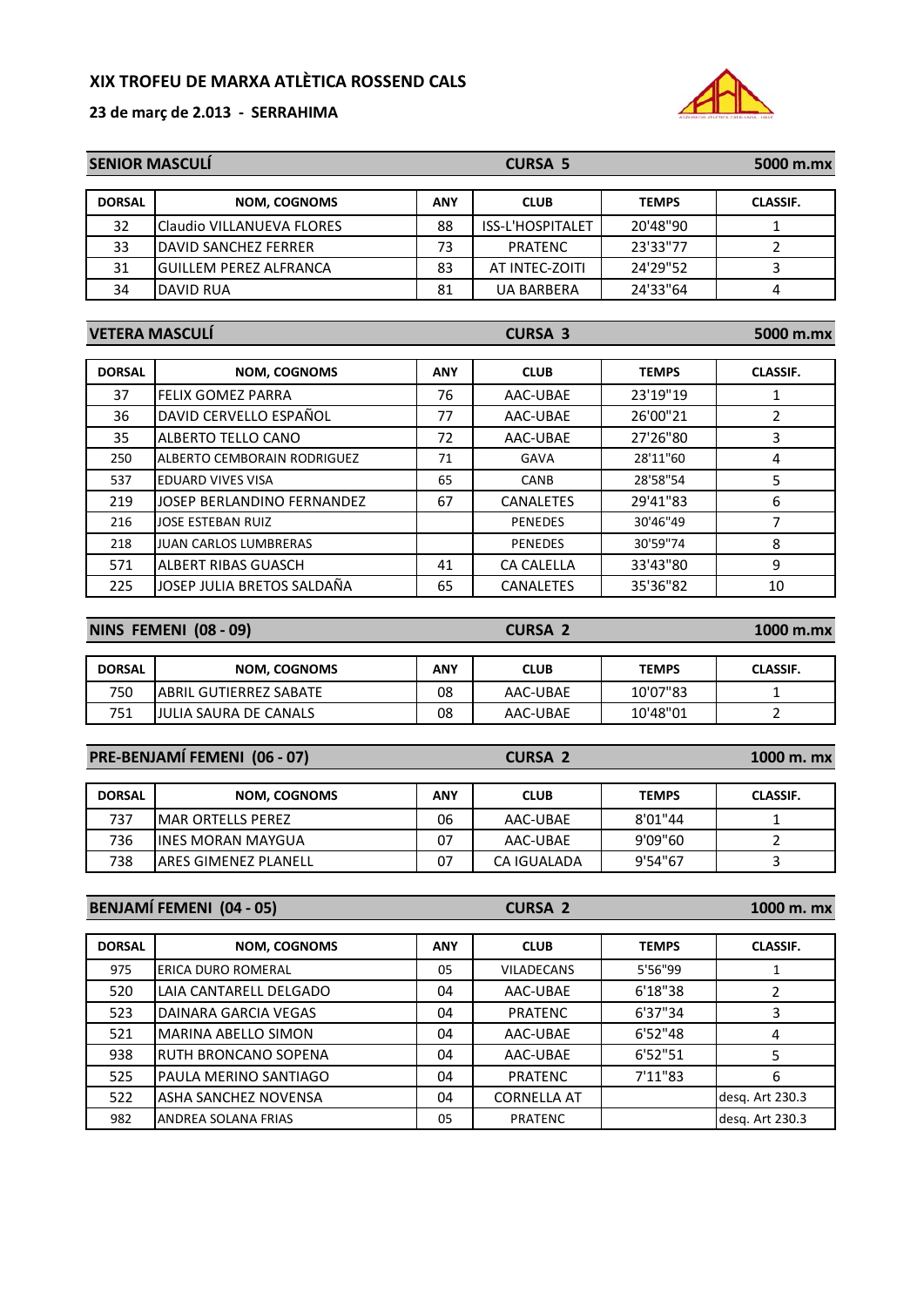# XIX TROFEU DE MARXA ATLÈTICA ROSSEND CALS

**23 de març de 2.013 - SERRAHIMA**

## SENIOR MASCULÍ — CURSA 5 — 5000 m.mx

| DORSAL | NOM, COGNOMS | ANY | CLUB | TEMPS | CLASSIF. |
|---|---|---|---|---|---|
| 32 | Claudio VILLANUEVA FLORES | 88 | ISS-L'HOSPITALET | 20'48"90 | 1 |
| 33 | DAVID SANCHEZ FERRER | 73 | PRATENC | 23'33"77 | 2 |
| 31 | GUILLEM PEREZ ALFRANCA | 83 | AT INTEC-ZOITI | 24'29"52 | 3 |
| 34 | DAVID RUA | 81 | UA BARBERA | 24'33"64 | 4 |

## VETERA MASCULÍ — CURSA 3 — 5000 m.mx

| DORSAL | NOM, COGNOMS | ANY | CLUB | TEMPS | CLASSIF. |
|---|---|---|---|---|---|
| 37 | FELIX GOMEZ PARRA | 76 | AAC-UBAE | 23'19"19 | 1 |
| 36 | DAVID CERVELLO ESPAÑOL | 77 | AAC-UBAE | 26'00"21 | 2 |
| 35 | ALBERTO TELLO CANO | 72 | AAC-UBAE | 27'26"80 | 3 |
| 250 | ALBERTO CEMBORAIN RODRIGUEZ | 71 | GAVA | 28'11"60 | 4 |
| 537 | EDUARD VIVES VISA | 65 | CANB | 28'58"54 | 5 |
| 219 | JOSEP BERLANDINO FERNANDEZ | 67 | CANALETES | 29'41"83 | 6 |
| 216 | JOSE ESTEBAN RUIZ | | PENEDES | 30'46"49 | 7 |
| 218 | JUAN CARLOS LUMBRERAS | | PENEDES | 30'59"74 | 8 |
| 571 | ALBERT RIBAS GUASCH | 41 | CA CALELLA | 33'43"80 | 9 |
| 225 | JOSEP JULIA BRETOS SALDAÑA | 65 | CANALETES | 35'36"82 | 10 |

## NINS FEMENI (08 - 09) — CURSA 2 — 1000 m.mx

| DORSAL | NOM, COGNOMS | ANY | CLUB | TEMPS | CLASSIF. |
|---|---|---|---|---|---|
| 750 | ABRIL GUTIERREZ SABATE | 08 | AAC-UBAE | 10'07"83 | 1 |
| 751 | JULIA SAURA DE CANALS | 08 | AAC-UBAE | 10'48"01 | 2 |

## PRE-BENJAMÍ FEMENI (06 - 07) — CURSA 2 — 1000 m. mx

| DORSAL | NOM, COGNOMS | ANY | CLUB | TEMPS | CLASSIF. |
|---|---|---|---|---|---|
| 737 | MAR ORTELLS PEREZ | 06 | AAC-UBAE | 8'01"44 | 1 |
| 736 | INES MORAN MAYGUA | 07 | AAC-UBAE | 9'09"60 | 2 |
| 738 | ARES GIMENEZ PLANELL | 07 | CA IGUALADA | 9'54"67 | 3 |

## BENJAMÍ FEMENI (04 - 05) — CURSA 2 — 1000 m. mx

| DORSAL | NOM, COGNOMS | ANY | CLUB | TEMPS | CLASSIF. |
|---|---|---|---|---|---|
| 975 | ERICA DURO ROMERAL | 05 | VILADECANS | 5'56"99 | 1 |
| 520 | LAIA CANTARELL DELGADO | 04 | AAC-UBAE | 6'18"38 | 2 |
| 523 | DAINARA GARCIA VEGAS | 04 | PRATENC | 6'37"34 | 3 |
| 521 | MARINA ABELLO SIMON | 04 | AAC-UBAE | 6'52"48 | 4 |
| 938 | RUTH BRONCANO SOPENA | 04 | AAC-UBAE | 6'52"51 | 5 |
| 525 | PAULA MERINO SANTIAGO | 04 | PRATENC | 7'11"83 | 6 |
| 522 | ASHA SANCHEZ NOVENSA | 04 | CORNELLA AT | | desq. Art 230.3 |
| 982 | ANDREA SOLANA FRIAS | 05 | PRATENC | | desq. Art 230.3 |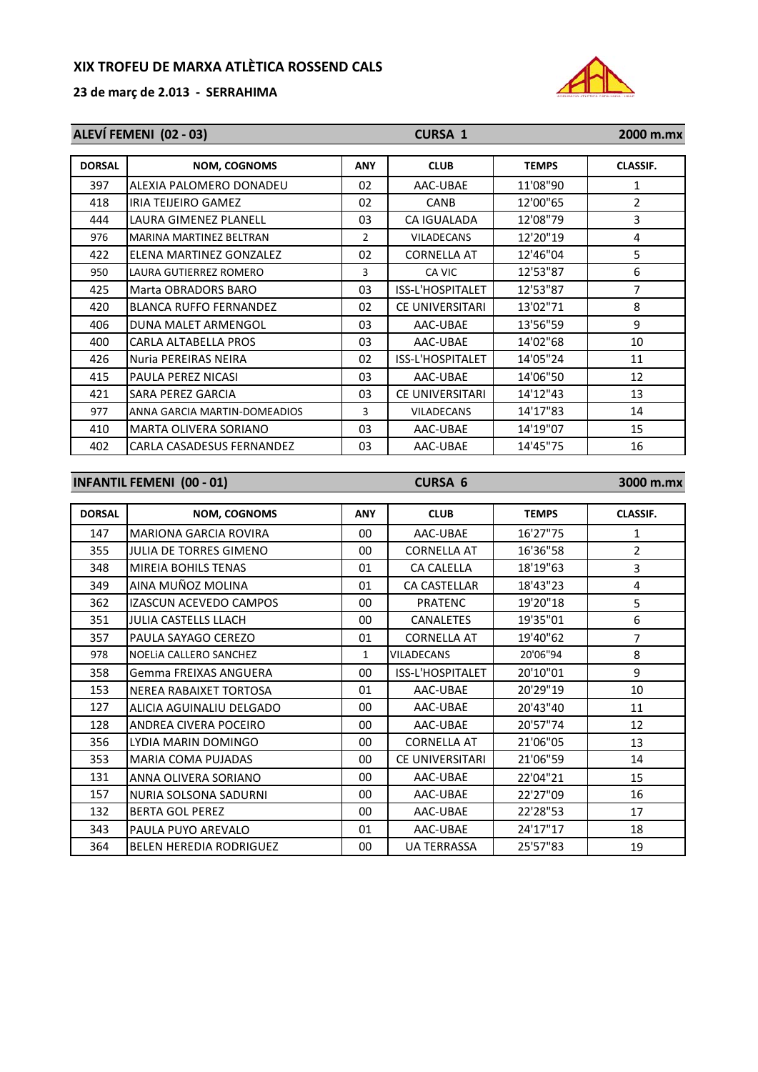# XIX TROFEU DE MARXA ATLÈTICA ROSSEND CALS

## 23 de març de 2.013 - SERRAHIMA

### ALEVÍ FEMENI (02 - 03) — CURSA 1 — 2000 m.mx

| DORSAL | NOM, COGNOMS | ANY | CLUB | TEMPS | CLASSIF. |
|---|---|---|---|---|---|
| 397 | ALEXIA PALOMERO DONADEU | 02 | AAC-UBAE | 11'08"90 | 1 |
| 418 | IRIA TEIJEIRO GAMEZ | 02 | CANB | 12'00"65 | 2 |
| 444 | LAURA GIMENEZ PLANELL | 03 | CA IGUALADA | 12'08"79 | 3 |
| 976 | MARINA MARTINEZ BELTRAN | 2 | VILADECANS | 12'20"19 | 4 |
| 422 | ELENA MARTINEZ GONZALEZ | 02 | CORNELLA AT | 12'46"04 | 5 |
| 950 | LAURA GUTIERREZ ROMERO | 3 | CA VIC | 12'53"87 | 6 |
| 425 | Marta OBRADORS BARO | 03 | ISS-L'HOSPITALET | 12'53"87 | 7 |
| 420 | BLANCA RUFFO FERNANDEZ | 02 | CE UNIVERSITARI | 13'02"71 | 8 |
| 406 | DUNA MALET ARMENGOL | 03 | AAC-UBAE | 13'56"59 | 9 |
| 400 | CARLA ALTABELLA PROS | 03 | AAC-UBAE | 14'02"68 | 10 |
| 426 | Nuria PEREIRAS NEIRA | 02 | ISS-L'HOSPITALET | 14'05"24 | 11 |
| 415 | PAULA PEREZ NICASI | 03 | AAC-UBAE | 14'06"50 | 12 |
| 421 | SARA PEREZ GARCIA | 03 | CE UNIVERSITARI | 14'12"43 | 13 |
| 977 | ANNA GARCIA MARTIN-DOMEADIOS | 3 | VILADECANS | 14'17"83 | 14 |
| 410 | MARTA OLIVERA SORIANO | 03 | AAC-UBAE | 14'19"07 | 15 |
| 402 | CARLA CASADESUS FERNANDEZ | 03 | AAC-UBAE | 14'45"75 | 16 |

### INFANTIL FEMENI (00 - 01) — CURSA 6 — 3000 m.mx

| DORSAL | NOM, COGNOMS | ANY | CLUB | TEMPS | CLASSIF. |
|---|---|---|---|---|---|
| 147 | MARIONA GARCIA ROVIRA | 00 | AAC-UBAE | 16'27"75 | 1 |
| 355 | JULIA DE TORRES GIMENO | 00 | CORNELLA AT | 16'36"58 | 2 |
| 348 | MIREIA BOHILS TENAS | 01 | CA CALELLA | 18'19"63 | 3 |
| 349 | AINA MUÑOZ MOLINA | 01 | CA CASTELLAR | 18'43"23 | 4 |
| 362 | IZASCUN ACEVEDO CAMPOS | 00 | PRATENC | 19'20"18 | 5 |
| 351 | JULIA CASTELLS LLACH | 00 | CANALETES | 19'35"01 | 6 |
| 357 | PAULA SAYAGO CEREZO | 01 | CORNELLA AT | 19'40"62 | 7 |
| 978 | NOELiA CALLERO SANCHEZ | 1 | VILADECANS | 20'06"94 | 8 |
| 358 | Gemma FREIXAS ANGUERA | 00 | ISS-L'HOSPITALET | 20'10"01 | 9 |
| 153 | NEREA RABAIXET TORTOSA | 01 | AAC-UBAE | 20'29"19 | 10 |
| 127 | ALICIA AGUINALIU DELGADO | 00 | AAC-UBAE | 20'43"40 | 11 |
| 128 | ANDREA CIVERA POCEIRO | 00 | AAC-UBAE | 20'57"74 | 12 |
| 356 | LYDIA MARIN DOMINGO | 00 | CORNELLA AT | 21'06"05 | 13 |
| 353 | MARIA COMA PUJADAS | 00 | CE UNIVERSITARI | 21'06"59 | 14 |
| 131 | ANNA OLIVERA SORIANO | 00 | AAC-UBAE | 22'04"21 | 15 |
| 157 | NURIA SOLSONA SADURNI | 00 | AAC-UBAE | 22'27"09 | 16 |
| 132 | BERTA GOL PEREZ | 00 | AAC-UBAE | 22'28"53 | 17 |
| 343 | PAULA PUYO AREVALO | 01 | AAC-UBAE | 24'17"17 | 18 |
| 364 | BELEN HEREDIA RODRIGUEZ | 00 | UA TERRASSA | 25'57"83 | 19 |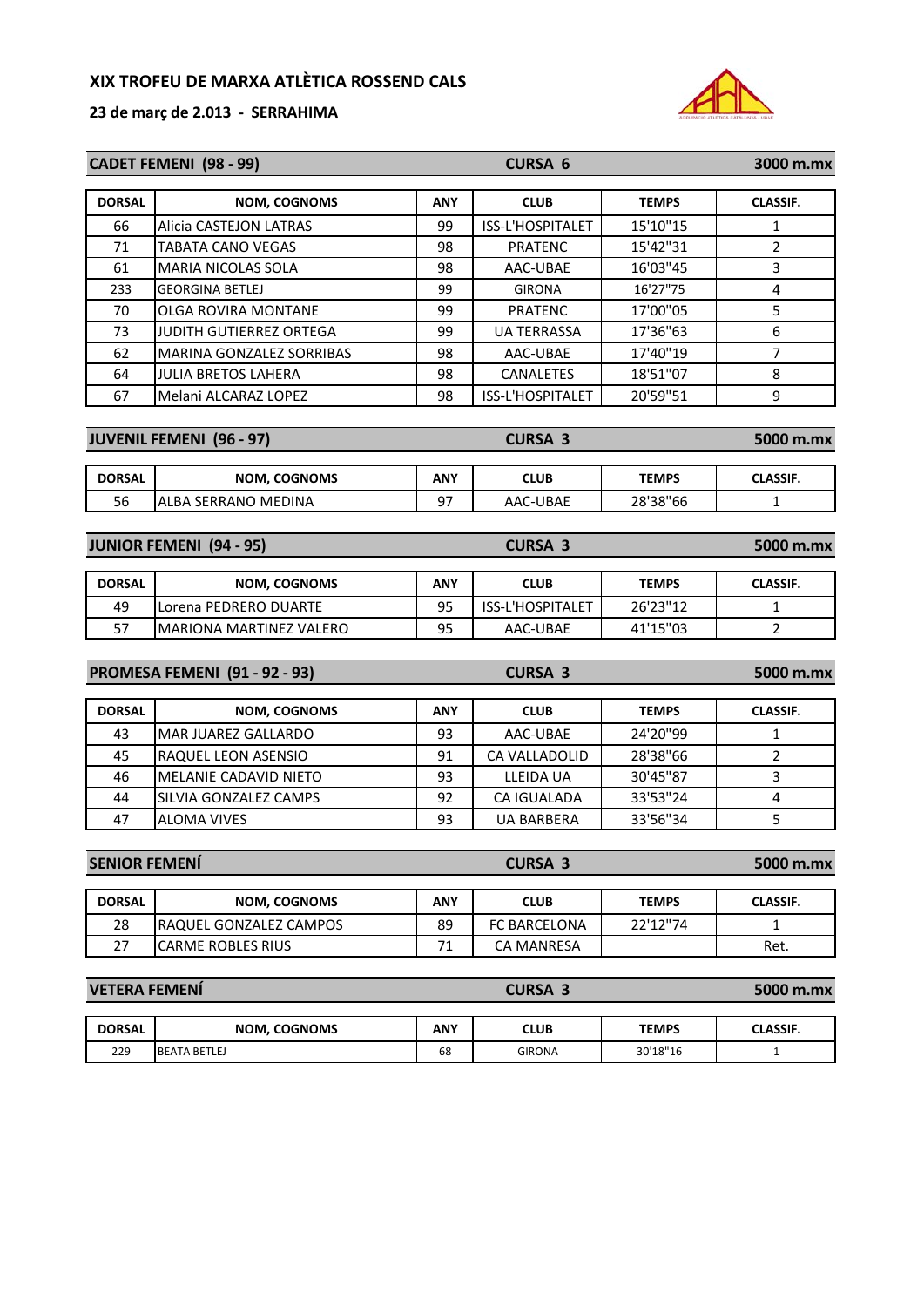# XIX TROFEU DE MARXA ATLÈTICA ROSSEND CALS

**23 de març de 2.013 - SERRAHIMA**

## CADET FEMENI (98 - 99) — CURSA 6 — 3000 m.mx

| DORSAL | NOM, COGNOMS | ANY | CLUB | TEMPS | CLASSIF. |
|---|---|---|---|---|---|
| 66 | Alicia CASTEJON LATRAS | 99 | ISS-L'HOSPITALET | 15'10"15 | 1 |
| 71 | TABATA CANO VEGAS | 98 | PRATENC | 15'42"31 | 2 |
| 61 | MARIA NICOLAS SOLA | 98 | AAC-UBAE | 16'03"45 | 3 |
| 233 | GEORGINA BETLEJ | 99 | GIRONA | 16'27"75 | 4 |
| 70 | OLGA ROVIRA MONTANE | 99 | PRATENC | 17'00"05 | 5 |
| 73 | JUDITH GUTIERREZ ORTEGA | 99 | UA TERRASSA | 17'36"63 | 6 |
| 62 | MARINA GONZALEZ SORRIBAS | 98 | AAC-UBAE | 17'40"19 | 7 |
| 64 | JULIA BRETOS LAHERA | 98 | CANALETES | 18'51"07 | 8 |
| 67 | Melani ALCARAZ LOPEZ | 98 | ISS-L'HOSPITALET | 20'59"51 | 9 |

## JUVENIL FEMENI (96 - 97) — CURSA 3 — 5000 m.mx

| DORSAL | NOM, COGNOMS | ANY | CLUB | TEMPS | CLASSIF. |
|---|---|---|---|---|---|
| 56 | ALBA SERRANO MEDINA | 97 | AAC-UBAE | 28'38"66 | 1 |

## JUNIOR FEMENI (94 - 95) — CURSA 3 — 5000 m.mx

| DORSAL | NOM, COGNOMS | ANY | CLUB | TEMPS | CLASSIF. |
|---|---|---|---|---|---|
| 49 | Lorena PEDRERO DUARTE | 95 | ISS-L'HOSPITALET | 26'23"12 | 1 |
| 57 | MARIONA MARTINEZ VALERO | 95 | AAC-UBAE | 41'15"03 | 2 |

## PROMESA FEMENI (91 - 92 - 93) — CURSA 3 — 5000 m.mx

| DORSAL | NOM, COGNOMS | ANY | CLUB | TEMPS | CLASSIF. |
|---|---|---|---|---|---|
| 43 | MAR JUAREZ GALLARDO | 93 | AAC-UBAE | 24'20"99 | 1 |
| 45 | RAQUEL LEON ASENSIO | 91 | CA VALLADOLID | 28'38"66 | 2 |
| 46 | MELANIE CADAVID NIETO | 93 | LLEIDA UA | 30'45"87 | 3 |
| 44 | SILVIA GONZALEZ CAMPS | 92 | CA IGUALADA | 33'53"24 | 4 |
| 47 | ALOMA VIVES | 93 | UA BARBERA | 33'56"34 | 5 |

## SENIOR FEMENÍ — CURSA 3 — 5000 m.mx

| DORSAL | NOM, COGNOMS | ANY | CLUB | TEMPS | CLASSIF. |
|---|---|---|---|---|---|
| 28 | RAQUEL GONZALEZ CAMPOS | 89 | FC BARCELONA | 22'12"74 | 1 |
| 27 | CARME ROBLES RIUS | 71 | CA MANRESA | | Ret. |

## VETERA FEMENÍ — CURSA 3 — 5000 m.mx

| DORSAL | NOM, COGNOMS | ANY | CLUB | TEMPS | CLASSIF. |
|---|---|---|---|---|---|
| 229 | BEATA BETLEJ | 68 | GIRONA | 30'18"16 | 1 |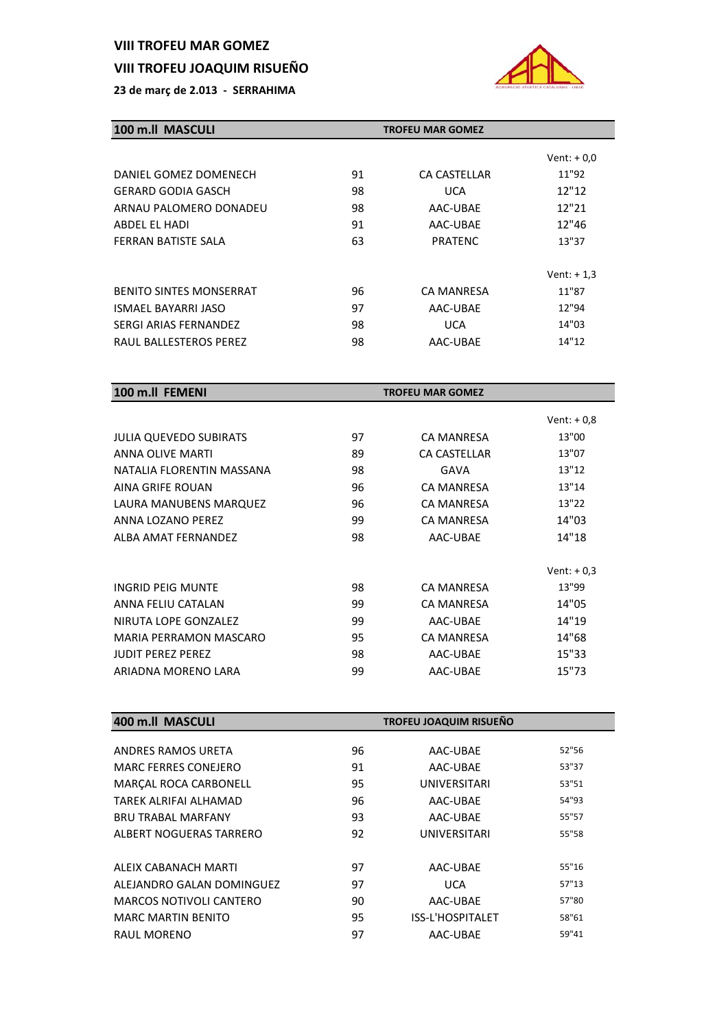**VIII TROFEU MAR GOMEZ**

**VIII TROFEU JOAQUIM RISUEÑO**

**23 de març de 2.013 - SERRAHIMA**

## 100 m.ll MASCULI — TROFEU MAR GOMEZ

| | | | Vent: + 0,0 |
|---|---|---|---|
| DANIEL GOMEZ DOMENECH | 91 | CA CASTELLAR | 11"92 |
| GERARD GODIA GASCH | 98 | UCA | 12"12 |
| ARNAU PALOMERO DONADEU | 98 | AAC-UBAE | 12"21 |
| ABDEL EL HADI | 91 | AAC-UBAE | 12"46 |
| FERRAN BATISTE SALA | 63 | PRATENC | 13"37 |

| | | | Vent: + 1,3 |
|---|---|---|---|
| BENITO SINTES MONSERRAT | 96 | CA MANRESA | 11"87 |
| ISMAEL BAYARRI JASO | 97 | AAC-UBAE | 12"94 |
| SERGI ARIAS FERNANDEZ | 98 | UCA | 14"03 |
| RAUL BALLESTEROS PEREZ | 98 | AAC-UBAE | 14"12 |

## 100 m.ll FEMENI — TROFEU MAR GOMEZ

| | | | Vent: + 0,8 |
|---|---|---|---|
| JULIA QUEVEDO SUBIRATS | 97 | CA MANRESA | 13"00 |
| ANNA OLIVE MARTI | 89 | CA CASTELLAR | 13"07 |
| NATALIA FLORENTIN MASSANA | 98 | GAVA | 13"12 |
| AINA GRIFE ROUAN | 96 | CA MANRESA | 13"14 |
| LAURA MANUBENS MARQUEZ | 96 | CA MANRESA | 13"22 |
| ANNA LOZANO PEREZ | 99 | CA MANRESA | 14"03 |
| ALBA AMAT FERNANDEZ | 98 | AAC-UBAE | 14"18 |

| | | | Vent: + 0,3 |
|---|---|---|---|
| INGRID PEIG MUNTE | 98 | CA MANRESA | 13"99 |
| ANNA FELIU CATALAN | 99 | CA MANRESA | 14"05 |
| NIRUTA LOPE GONZALEZ | 99 | AAC-UBAE | 14"19 |
| MARIA PERRAMON MASCARO | 95 | CA MANRESA | 14"68 |
| JUDIT PEREZ PEREZ | 98 | AAC-UBAE | 15"33 |
| ARIADNA MORENO LARA | 99 | AAC-UBAE | 15"73 |

## 400 m.ll MASCULI — TROFEU JOAQUIM RISUEÑO

| | | | |
|---|---|---|---|
| ANDRES RAMOS URETA | 96 | AAC-UBAE | 52"56 |
| MARC FERRES CONEJERO | 91 | AAC-UBAE | 53"37 |
| MARÇAL ROCA CARBONELL | 95 | UNIVERSITARI | 53"51 |
| TAREK ALRIFAI ALHAMAD | 96 | AAC-UBAE | 54"93 |
| BRU TRABAL MARFANY | 93 | AAC-UBAE | 55"57 |
| ALBERT NOGUERAS TARRERO | 92 | UNIVERSITARI | 55"58 |

| | | | |
|---|---|---|---|
| ALEIX CABANACH MARTI | 97 | AAC-UBAE | 55"16 |
| ALEJANDRO GALAN DOMINGUEZ | 97 | UCA | 57"13 |
| MARCOS NOTIVOLI CANTERO | 90 | AAC-UBAE | 57"80 |
| MARC MARTIN BENITO | 95 | ISS-L'HOSPITALET | 58"61 |
| RAUL MORENO | 97 | AAC-UBAE | 59"41 |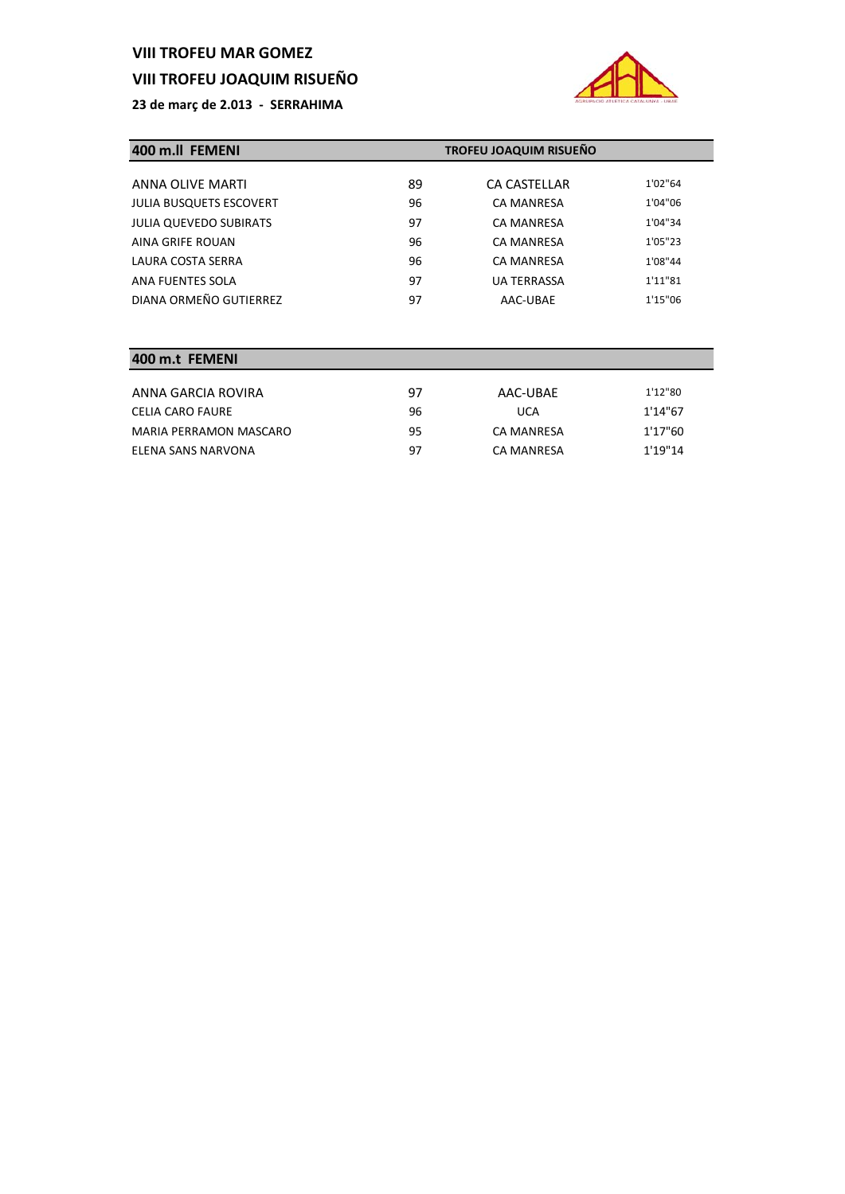**VIII TROFEU MAR GOMEZ**

**VIII TROFEU JOAQUIM RISUEÑO**

**23 de març de 2.013 - SERRAHIMA**

## 400 m.ll FEMENI

**TROFEU JOAQUIM RISUEÑO**

| | | | |
|---|---|---|---|
| ANNA OLIVE MARTI | 89 | CA CASTELLAR | 1'02"64 |
| JULIA BUSQUETS ESCOVERT | 96 | CA MANRESA | 1'04"06 |
| JULIA QUEVEDO SUBIRATS | 97 | CA MANRESA | 1'04"34 |
| AINA GRIFE ROUAN | 96 | CA MANRESA | 1'05"23 |
| LAURA COSTA SERRA | 96 | CA MANRESA | 1'08"44 |
| ANA FUENTES SOLA | 97 | UA TERRASSA | 1'11"81 |
| DIANA ORMEÑO GUTIERREZ | 97 | AAC-UBAE | 1'15"06 |

## 400 m.t FEMENI

| | | | |
|---|---|---|---|
| ANNA GARCIA ROVIRA | 97 | AAC-UBAE | 1'12"80 |
| CELIA CARO FAURE | 96 | UCA | 1'14"67 |
| MARIA PERRAMON MASCARO | 95 | CA MANRESA | 1'17"60 |
| ELENA SANS NARVONA | 97 | CA MANRESA | 1'19"14 |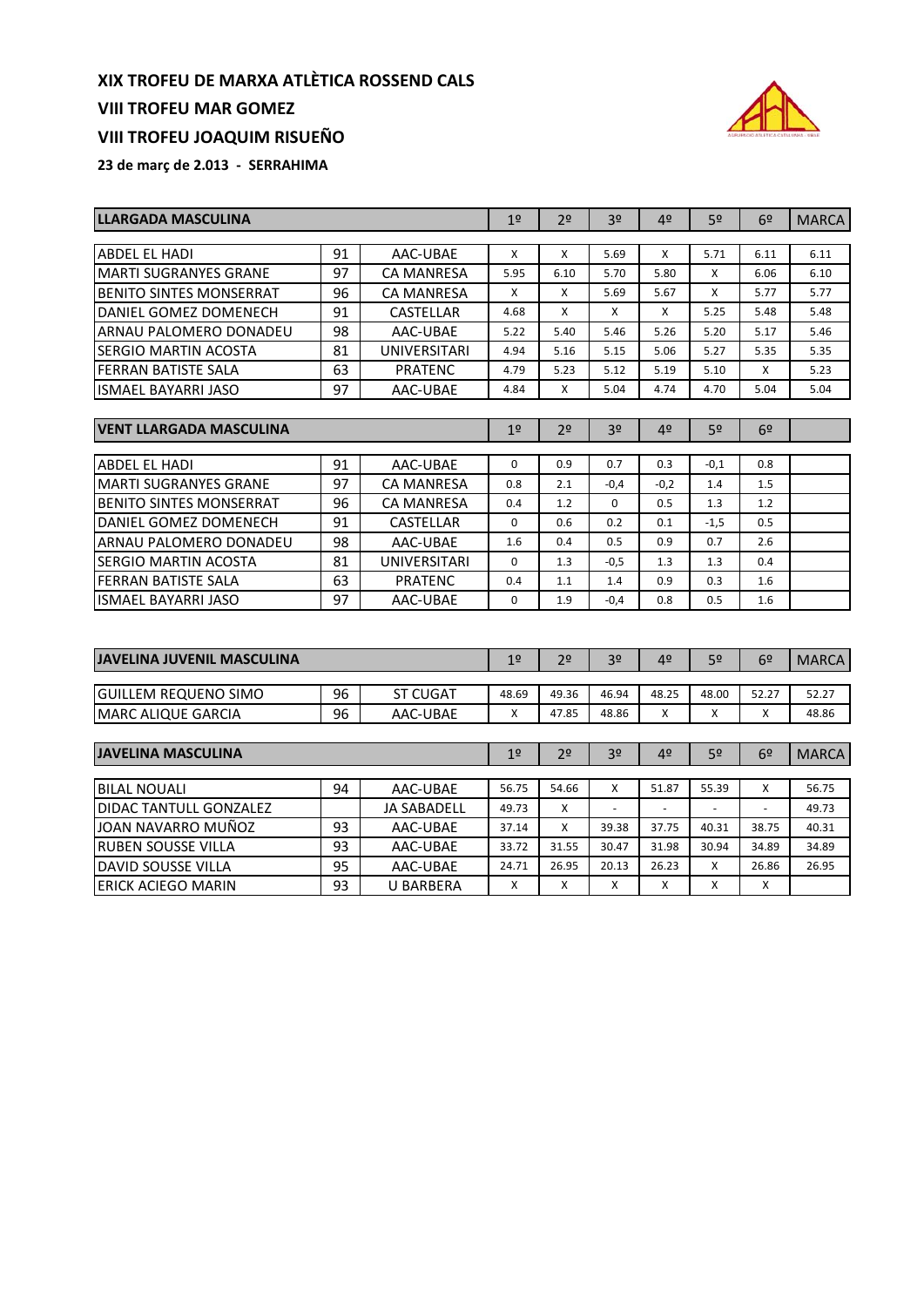**XIX TROFEU DE MARXA ATLÈTICA ROSSEND CALS**

**VIII TROFEU MAR GOMEZ**

**VIII TROFEU JOAQUIM RISUEÑO**

**23 de març de 2.013 - SERRAHIMA**

| LLARGADA MASCULINA | | | 1º | 2º | 3º | 4º | 5º | 6º | MARCA |
|---|---|---|---|---|---|---|---|---|---|
| ABDEL EL HADI | 91 | AAC-UBAE | X | X | 5.69 | X | 5.71 | 6.11 | 6.11 |
| MARTI SUGRANYES GRANE | 97 | CA MANRESA | 5.95 | 6.10 | 5.70 | 5.80 | X | 6.06 | 6.10 |
| BENITO SINTES MONSERRAT | 96 | CA MANRESA | X | X | 5.69 | 5.67 | X | 5.77 | 5.77 |
| DANIEL GOMEZ DOMENECH | 91 | CASTELLAR | 4.68 | X | X | X | 5.25 | 5.48 | 5.48 |
| ARNAU PALOMERO DONADEU | 98 | AAC-UBAE | 5.22 | 5.40 | 5.46 | 5.26 | 5.20 | 5.17 | 5.46 |
| SERGIO MARTIN ACOSTA | 81 | UNIVERSITARI | 4.94 | 5.16 | 5.15 | 5.06 | 5.27 | 5.35 | 5.35 |
| FERRAN BATISTE SALA | 63 | PRATENC | 4.79 | 5.23 | 5.12 | 5.19 | 5.10 | X | 5.23 |
| ISMAEL BAYARRI JASO | 97 | AAC-UBAE | 4.84 | X | 5.04 | 4.74 | 4.70 | 5.04 | 5.04 |

| VENT LLARGADA MASCULINA | | | 1º | 2º | 3º | 4º | 5º | 6º | |
|---|---|---|---|---|---|---|---|---|---|
| ABDEL EL HADI | 91 | AAC-UBAE | 0 | 0.9 | 0.7 | 0.3 | -0,1 | 0.8 | |
| MARTI SUGRANYES GRANE | 97 | CA MANRESA | 0.8 | 2.1 | -0,4 | -0,2 | 1.4 | 1.5 | |
| BENITO SINTES MONSERRAT | 96 | CA MANRESA | 0.4 | 1.2 | 0 | 0.5 | 1.3 | 1.2 | |
| DANIEL GOMEZ DOMENECH | 91 | CASTELLAR | 0 | 0.6 | 0.2 | 0.1 | -1,5 | 0.5 | |
| ARNAU PALOMERO DONADEU | 98 | AAC-UBAE | 1.6 | 0.4 | 0.5 | 0.9 | 0.7 | 2.6 | |
| SERGIO MARTIN ACOSTA | 81 | UNIVERSITARI | 0 | 1.3 | -0,5 | 1.3 | 1.3 | 0.4 | |
| FERRAN BATISTE SALA | 63 | PRATENC | 0.4 | 1.1 | 1.4 | 0.9 | 0.3 | 1.6 | |
| ISMAEL BAYARRI JASO | 97 | AAC-UBAE | 0 | 1.9 | -0,4 | 0.8 | 0.5 | 1.6 | |

| JAVELINA JUVENIL MASCULINA | | | 1º | 2º | 3º | 4º | 5º | 6º | MARCA |
|---|---|---|---|---|---|---|---|---|---|
| GUILLEM REQUENO SIMO | 96 | ST CUGAT | 48.69 | 49.36 | 46.94 | 48.25 | 48.00 | 52.27 | 52.27 |
| MARC ALIQUE GARCIA | 96 | AAC-UBAE | X | 47.85 | 48.86 | X | X | X | 48.86 |

| JAVELINA MASCULINA | | | 1º | 2º | 3º | 4º | 5º | 6º | MARCA |
|---|---|---|---|---|---|---|---|---|---|
| BILAL NOUALI | 94 | AAC-UBAE | 56.75 | 54.66 | X | 51.87 | 55.39 | X | 56.75 |
| DIDAC TANTULL GONZALEZ | | JA SABADELL | 49.73 | X | - | - | - | - | 49.73 |
| JOAN NAVARRO MUÑOZ | 93 | AAC-UBAE | 37.14 | X | 39.38 | 37.75 | 40.31 | 38.75 | 40.31 |
| RUBEN SOUSSE VILLA | 93 | AAC-UBAE | 33.72 | 31.55 | 30.47 | 31.98 | 30.94 | 34.89 | 34.89 |
| DAVID SOUSSE VILLA | 95 | AAC-UBAE | 24.71 | 26.95 | 20.13 | 26.23 | X | 26.86 | 26.95 |
| ERICK ACIEGO MARIN | 93 | U BARBERA | X | X | X | X | X | X | |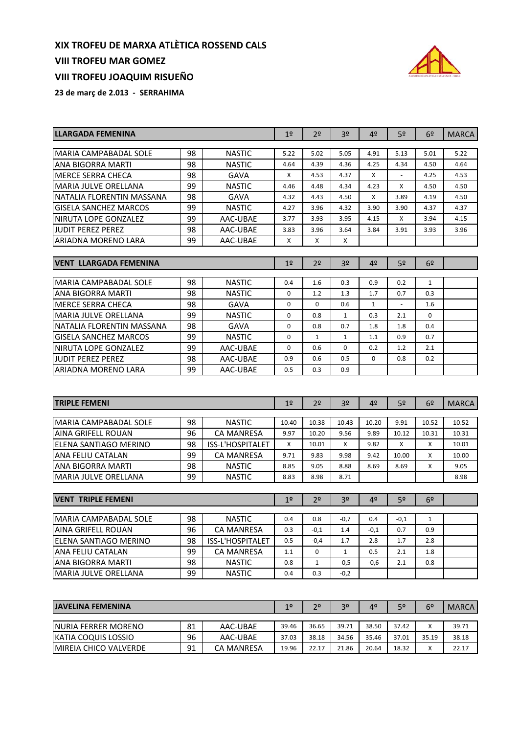# XIX TROFEU DE MARXA ATLÈTICA ROSSEND CALS

# VIII TROFEU MAR GOMEZ

# VIII TROFEU JOAQUIM RISUEÑO

**23 de març de 2.013 - SERRAHIMA**

| LLARGADA FEMENINA | | | 1º | 2º | 3º | 4º | 5º | 6º | MARCA |
|---|---|---|---|---|---|---|---|---|---|
| MARIA CAMPABADAL SOLE | 98 | NASTIC | 5.22 | 5.02 | 5.05 | 4.91 | 5.13 | 5.01 | 5.22 |
| ANA BIGORRA MARTI | 98 | NASTIC | 4.64 | 4.39 | 4.36 | 4.25 | 4.34 | 4.50 | 4.64 |
| MERCE SERRA CHECA | 98 | GAVA | X | 4.53 | 4.37 | X | - | 4.25 | 4.53 |
| MARIA JULVE ORELLANA | 99 | NASTIC | 4.46 | 4.48 | 4.34 | 4.23 | X | 4.50 | 4.50 |
| NATALIA FLORENTIN MASSANA | 98 | GAVA | 4.32 | 4.43 | 4.50 | X | 3.89 | 4.19 | 4.50 |
| GISELA SANCHEZ MARCOS | 99 | NASTIC | 4.27 | 3.96 | 4.32 | 3.90 | 3.90 | 4.37 | 4.37 |
| NIRUTA LOPE GONZALEZ | 99 | AAC-UBAE | 3.77 | 3.93 | 3.95 | 4.15 | X | 3.94 | 4.15 |
| JUDIT PEREZ PEREZ | 98 | AAC-UBAE | 3.83 | 3.96 | 3.64 | 3.84 | 3.91 | 3.93 | 3.96 |
| ARIADNA MORENO LARA | 99 | AAC-UBAE | X | X | X | | | | |

| VENT LLARGADA FEMENINA | | | 1º | 2º | 3º | 4º | 5º | 6º | |
|---|---|---|---|---|---|---|---|---|---|
| MARIA CAMPABADAL SOLE | 98 | NASTIC | 0.4 | 1.6 | 0.3 | 0.9 | 0.2 | 1 | |
| ANA BIGORRA MARTI | 98 | NASTIC | 0 | 1.2 | 1.3 | 1.7 | 0.7 | 0.3 | |
| MERCE SERRA CHECA | 98 | GAVA | 0 | 0 | 0.6 | 1 | - | 1.6 | |
| MARIA JULVE ORELLANA | 99 | NASTIC | 0 | 0.8 | 1 | 0.3 | 2.1 | 0 | |
| NATALIA FLORENTIN MASSANA | 98 | GAVA | 0 | 0.8 | 0.7 | 1.8 | 1.8 | 0.4 | |
| GISELA SANCHEZ MARCOS | 99 | NASTIC | 0 | 1 | 1 | 1.1 | 0.9 | 0.7 | |
| NIRUTA LOPE GONZALEZ | 99 | AAC-UBAE | 0 | 0.6 | 0 | 0.2 | 1.2 | 2.1 | |
| JUDIT PEREZ PEREZ | 98 | AAC-UBAE | 0.9 | 0.6 | 0.5 | 0 | 0.8 | 0.2 | |
| ARIADNA MORENO LARA | 99 | AAC-UBAE | 0.5 | 0.3 | 0.9 | | | | |

| TRIPLE FEMENI | | | 1º | 2º | 3º | 4º | 5º | 6º | MARCA |
|---|---|---|---|---|---|---|---|---|---|
| MARIA CAMPABADAL SOLE | 98 | NASTIC | 10.40 | 10.38 | 10.43 | 10.20 | 9.91 | 10.52 | 10.52 |
| AINA GRIFELL ROUAN | 96 | CA MANRESA | 9.97 | 10.20 | 9.56 | 9.89 | 10.12 | 10.31 | 10.31 |
| ELENA SANTIAGO MERINO | 98 | ISS-L'HOSPITALET | X | 10.01 | X | 9.82 | X | X | 10.01 |
| ANA FELIU CATALAN | 99 | CA MANRESA | 9.71 | 9.83 | 9.98 | 9.42 | 10.00 | X | 10.00 |
| ANA BIGORRA MARTI | 98 | NASTIC | 8.85 | 9.05 | 8.88 | 8.69 | 8.69 | X | 9.05 |
| MARIA JULVE ORELLANA | 99 | NASTIC | 8.83 | 8.98 | 8.71 | | | | 8.98 |

| VENT TRIPLE FEMENI | | | 1º | 2º | 3º | 4º | 5º | 6º | |
|---|---|---|---|---|---|---|---|---|---|
| MARIA CAMPABADAL SOLE | 98 | NASTIC | 0.4 | 0.8 | -0,7 | 0.4 | -0,1 | 1 | |
| AINA GRIFELL ROUAN | 96 | CA MANRESA | 0.3 | -0,1 | 1.4 | -0,1 | 0.7 | 0.9 | |
| ELENA SANTIAGO MERINO | 98 | ISS-L'HOSPITALET | 0.5 | -0,4 | 1.7 | 2.8 | 1.7 | 2.8 | |
| ANA FELIU CATALAN | 99 | CA MANRESA | 1.1 | 0 | 1 | 0.5 | 2.1 | 1.8 | |
| ANA BIGORRA MARTI | 98 | NASTIC | 0.8 | 1 | -0,5 | -0,6 | 2.1 | 0.8 | |
| MARIA JULVE ORELLANA | 99 | NASTIC | 0.4 | 0.3 | -0,2 | | | | |

| JAVELINA FEMENINA | | | 1º | 2º | 3º | 4º | 5º | 6º | MARCA |
|---|---|---|---|---|---|---|---|---|---|
| NURIA FERRER MORENO | 81 | AAC-UBAE | 39.46 | 36.65 | 39.71 | 38.50 | 37.42 | X | 39.71 |
| KATIA COQUIS LOSSIO | 96 | AAC-UBAE | 37.03 | 38.18 | 34.56 | 35.46 | 37.01 | 35.19 | 38.18 |
| MIREIA CHICO VALVERDE | 91 | CA MANRESA | 19.96 | 22.17 | 21.86 | 20.64 | 18.32 | X | 22.17 |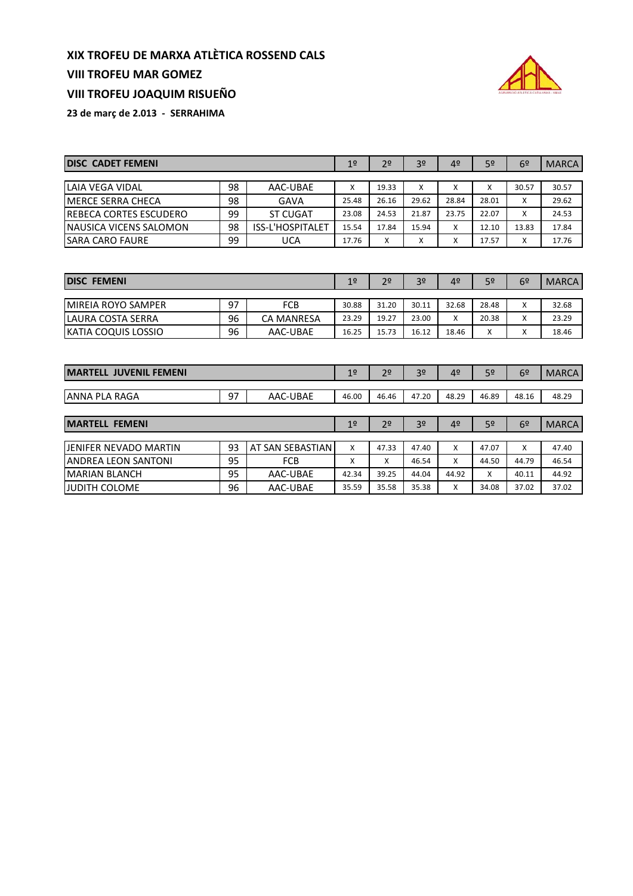# XIX TROFEU DE MARXA ATLÈTICA ROSSEND CALS

## VIII TROFEU MAR GOMEZ

## VIII TROFEU JOAQUIM RISUEÑO

**23 de març de 2.013 - SERRAHIMA**

| DISC CADET FEMENI | | | 1º | 2º | 3º | 4º | 5º | 6º | MARCA |
|---|---|---|---|---|---|---|---|---|---|
| LAIA VEGA VIDAL | 98 | AAC-UBAE | X | 19.33 | X | X | X | 30.57 | 30.57 |
| MERCE SERRA CHECA | 98 | GAVA | 25.48 | 26.16 | 29.62 | 28.84 | 28.01 | X | 29.62 |
| REBECA CORTES ESCUDERO | 99 | ST CUGAT | 23.08 | 24.53 | 21.87 | 23.75 | 22.07 | X | 24.53 |
| NAUSICA VICENS SALOMON | 98 | ISS-L'HOSPITALET | 15.54 | 17.84 | 15.94 | X | 12.10 | 13.83 | 17.84 |
| SARA CARO FAURE | 99 | UCA | 17.76 | X | X | X | 17.57 | X | 17.76 |

| DISC FEMENI | | | 1º | 2º | 3º | 4º | 5º | 6º | MARCA |
|---|---|---|---|---|---|---|---|---|---|
| MIREIA ROYO SAMPER | 97 | FCB | 30.88 | 31.20 | 30.11 | 32.68 | 28.48 | X | 32.68 |
| LAURA COSTA SERRA | 96 | CA MANRESA | 23.29 | 19.27 | 23.00 | X | 20.38 | X | 23.29 |
| KATIA COQUIS LOSSIO | 96 | AAC-UBAE | 16.25 | 15.73 | 16.12 | 18.46 | X | X | 18.46 |

| MARTELL JUVENIL FEMENI | | | 1º | 2º | 3º | 4º | 5º | 6º | MARCA |
|---|---|---|---|---|---|---|---|---|---|
| ANNA PLA RAGA | 97 | AAC-UBAE | 46.00 | 46.46 | 47.20 | 48.29 | 46.89 | 48.16 | 48.29 |

| MARTELL FEMENI | | | 1º | 2º | 3º | 4º | 5º | 6º | MARCA |
|---|---|---|---|---|---|---|---|---|---|
| JENIFER NEVADO MARTIN | 93 | AT SAN SEBASTIAN | X | 47.33 | 47.40 | X | 47.07 | X | 47.40 |
| ANDREA LEON SANTONI | 95 | FCB | X | X | 46.54 | X | 44.50 | 44.79 | 46.54 |
| MARIAN BLANCH | 95 | AAC-UBAE | 42.34 | 39.25 | 44.04 | 44.92 | X | 40.11 | 44.92 |
| JUDITH COLOME | 96 | AAC-UBAE | 35.59 | 35.58 | 35.38 | X | 34.08 | 37.02 | 37.02 |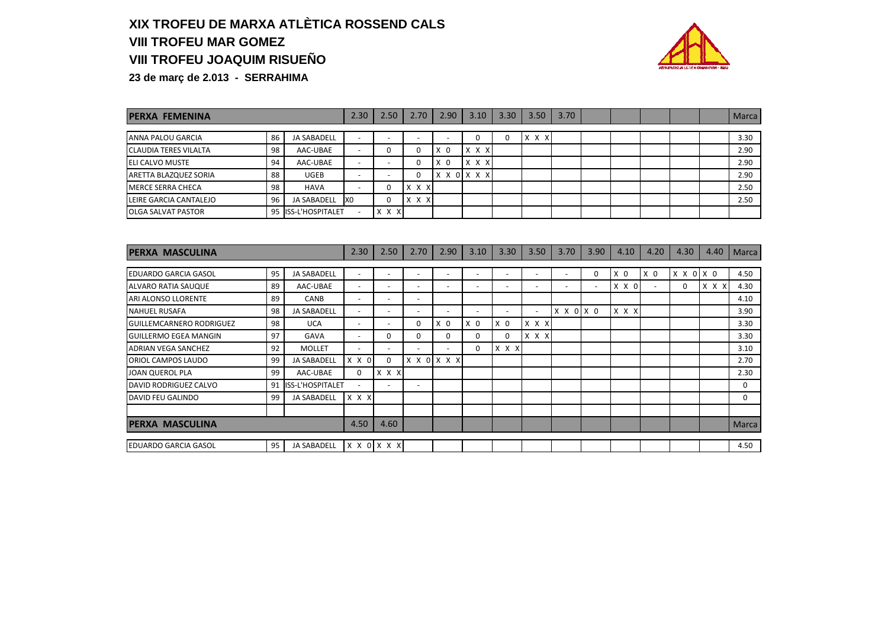# XIX TROFEU DE MARXA ATLÈTICA ROSSEND CALS

## VIII TROFEU MAR GOMEZ

## VIII TROFEU JOAQUIM RISUEÑO

**23 de març de 2.013 - SERRAHIMA**

| PERXA FEMENINA | | | 2.30 | 2.50 | 2.70 | 2.90 | 3.10 | 3.30 | 3.50 | 3.70 | | | | | | Marca |
|---|---|---|---|---|---|---|---|---|---|---|---|---|---|---|---|---|
| ANNA PALOU GARCIA | 86 | JA SABADELL | - | - | - | - | 0 | 0 | X X X | | | | | | | 3.30 |
| CLAUDIA TERES VILALTA | 98 | AAC-UBAE | - | 0 | 0 | X 0 | X X X | | | | | | | | | 2.90 |
| ELI CALVO MUSTE | 94 | AAC-UBAE | - | - | 0 | X 0 | X X X | | | | | | | | | 2.90 |
| ARETTA BLAZQUEZ SORIA | 88 | UGEB | - | - | 0 | X X 0 | X X X | | | | | | | | | 2.90 |
| MERCE SERRA CHECA | 98 | HAVA | - | 0 | X X X | | | | | | | | | | | 2.50 |
| LEIRE GARCIA CANTALEJO | 96 | JA SABADELL | X0 | 0 | X X X | | | | | | | | | | | 2.50 |
| OLGA SALVAT PASTOR | 95 | ISS-L'HOSPITALET | - | X X X | | | | | | | | | | | | |

| PERXA MASCULINA | | | 2.30 | 2.50 | 2.70 | 2.90 | 3.10 | 3.30 | 3.50 | 3.70 | 3.90 | 4.10 | 4.20 | 4.30 | 4.40 | Marca |
|---|---|---|---|---|---|---|---|---|---|---|---|---|---|---|---|---|
| EDUARDO GARCIA GASOL | 95 | JA SABADELL | - | - | - | - | - | - | - | - | 0 | X 0 | X 0 | X X 0 | X 0 | 4.50 |
| ALVARO RATIA SAUQUE | 89 | AAC-UBAE | - | - | - | - | - | - | - | - | - | X X 0 | - | 0 | X X X | 4.30 |
| ARI ALONSO LLORENTE | 89 | CANB | - | - | - | | | | | | | | | | | 4.10 |
| NAHUEL RUSAFA | 98 | JA SABADELL | - | - | - | - | - | - | - | X X 0 | X 0 | X X X | | | | 3.90 |
| GUILLEMCARNERO RODRIGUEZ | 98 | UCA | - | - | 0 | X 0 | X 0 | X 0 | X X X | | | | | | | 3.30 |
| GUILLERMO EGEA MANGIN | 97 | GAVA | - | 0 | 0 | 0 | 0 | 0 | X X X | | | | | | | 3.30 |
| ADRIAN VEGA SANCHEZ | 92 | MOLLET | - | - | - | - | 0 | X X X | | | | | | | | 3.10 |
| ORIOL CAMPOS LAUDO | 99 | JA SABADELL | X X 0 | 0 | X X 0 | X X X | | | | | | | | | | 2.70 |
| JOAN QUEROL PLA | 99 | AAC-UBAE | 0 | X X X | | | | | | | | | | | | 2.30 |
| DAVID RODRIGUEZ CALVO | 91 | ISS-L'HOSPITALET | - | - | - | | | | | | | | | | | 0 |
| DAVID FEU GALINDO | 99 | JA SABADELL | X X X | | | | | | | | | | | | | 0 |

| PERXA MASCULINA | | | 4.50 | 4.60 | Marca |
|---|---|---|---|---|---|
| EDUARDO GARCIA GASOL | 95 | JA SABADELL | X X 0 | X X X | 4.50 |